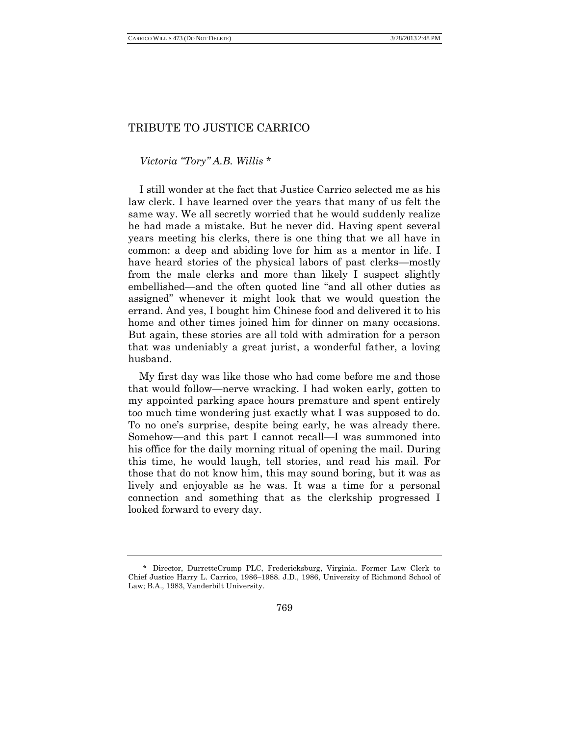# TRIBUTE TO JUSTICE CARRICO

*Victoria "Tory" A.B. Willis* *

I still wonder at the fact that Justice Carrico selected me as his law clerk. I have learned over the years that many of us felt the same way. We all secretly worried that he would suddenly realize he had made a mistake. But he never did. Having spent several years meeting his clerks, there is one thing that we all have in common: a deep and abiding love for him as a mentor in life. I have heard stories of the physical labors of past clerks—mostly from the male clerks and more than likely I suspect slightly embellished—and the often quoted line "and all other duties as assigned" whenever it might look that we would question the errand. And yes, I bought him Chinese food and delivered it to his home and other times joined him for dinner on many occasions. But again, these stories are all told with admiration for a person that was undeniably a great jurist, a wonderful father, a loving husband.

My first day was like those who had come before me and those that would follow—nerve wracking. I had woken early, gotten to my appointed parking space hours premature and spent entirely too much time wondering just exactly what I was supposed to do. To no one's surprise, despite being early, he was already there. Somehow—and this part I cannot recall—I was summoned into his office for the daily morning ritual of opening the mail. During this time, he would laugh, tell stories, and read his mail. For those that do not know him, this may sound boring, but it was as lively and enjoyable as he was. It was a time for a personal connection and something that as the clerkship progressed I looked forward to every day.

---

\* Director, DurretteCrump PLC, Fredericksburg, Virginia. Former Law Clerk to Chief Justice Harry L. Carrico, 1986–1988. J.D., 1986, University of Richmond School of Law; B.A., 1983, Vanderbilt University.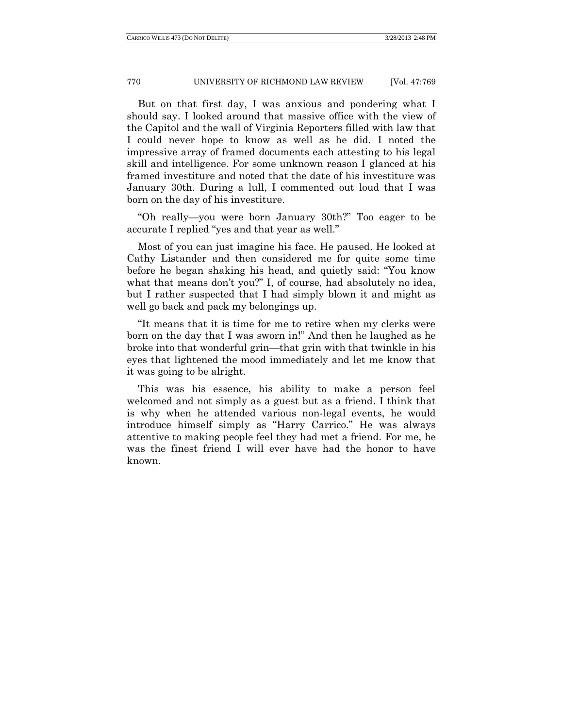But on that first day, I was anxious and pondering what I should say. I looked around that massive office with the view of the Capitol and the wall of Virginia Reporters filled with law that I could never hope to know as well as he did. I noted the impressive array of framed documents each attesting to his legal skill and intelligence. For some unknown reason I glanced at his framed investiture and noted that the date of his investiture was January 30th. During a lull, I commented out loud that I was born on the day of his investiture.

"Oh really—you were born January 30th?" Too eager to be accurate I replied "yes and that year as well."

Most of you can just imagine his face. He paused. He looked at Cathy Listander and then considered me for quite some time before he began shaking his head, and quietly said: "You know what that means don't you?" I, of course, had absolutely no idea, but I rather suspected that I had simply blown it and might as well go back and pack my belongings up.

"It means that it is time for me to retire when my clerks were born on the day that I was sworn in!" And then he laughed as he broke into that wonderful grin—that grin with that twinkle in his eyes that lightened the mood immediately and let me know that it was going to be alright.

This was his essence, his ability to make a person feel welcomed and not simply as a guest but as a friend. I think that is why when he attended various non-legal events, he would introduce himself simply as "Harry Carrico." He was always attentive to making people feel they had met a friend. For me, he was the finest friend I will ever have had the honor to have known.